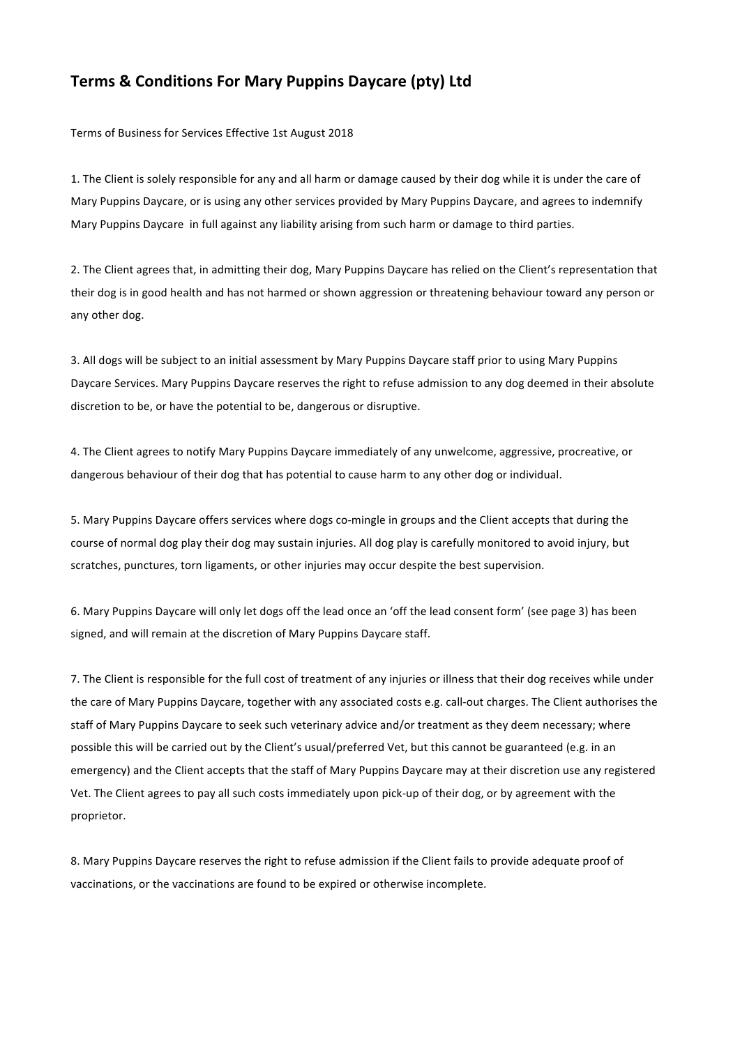## Terms & Conditions For Mary Puppins Daycare (pty) Ltd

Terms of Business for Services Effective 1st August 2018

1. The Client is solely responsible for any and all harm or damage caused by their dog while it is under the care of Mary Puppins Daycare, or is using any other services provided by Mary Puppins Daycare, and agrees to indemnify Mary Puppins Daycare in full against any liability arising from such harm or damage to third parties.

2. The Client agrees that, in admitting their dog, Mary Puppins Daycare has relied on the Client's representation that their dog is in good health and has not harmed or shown aggression or threatening behaviour toward any person or any other dog.

3. All dogs will be subject to an initial assessment by Mary Puppins Daycare staff prior to using Mary Puppins Daycare Services. Mary Puppins Daycare reserves the right to refuse admission to any dog deemed in their absolute discretion to be, or have the potential to be, dangerous or disruptive.

4. The Client agrees to notify Mary Puppins Daycare immediately of any unwelcome, aggressive, procreative, or dangerous behaviour of their dog that has potential to cause harm to any other dog or individual.

5. Mary Puppins Daycare offers services where dogs co-mingle in groups and the Client accepts that during the course of normal dog play their dog may sustain injuries. All dog play is carefully monitored to avoid injury, but scratches, punctures, torn ligaments, or other injuries may occur despite the best supervision.

6. Mary Puppins Daycare will only let dogs off the lead once an 'off the lead consent form' (see page 3) has been signed, and will remain at the discretion of Mary Puppins Daycare staff.

7. The Client is responsible for the full cost of treatment of any injuries or illness that their dog receives while under the care of Mary Puppins Daycare, together with any associated costs e.g. call-out charges. The Client authorises the staff of Mary Puppins Daycare to seek such veterinary advice and/or treatment as they deem necessary; where possible this will be carried out by the Client's usual/preferred Vet, but this cannot be guaranteed (e.g. in an emergency) and the Client accepts that the staff of Mary Puppins Daycare may at their discretion use any registered Vet. The Client agrees to pay all such costs immediately upon pick-up of their dog, or by agreement with the proprietor.

8. Mary Puppins Daycare reserves the right to refuse admission if the Client fails to provide adequate proof of vaccinations, or the vaccinations are found to be expired or otherwise incomplete.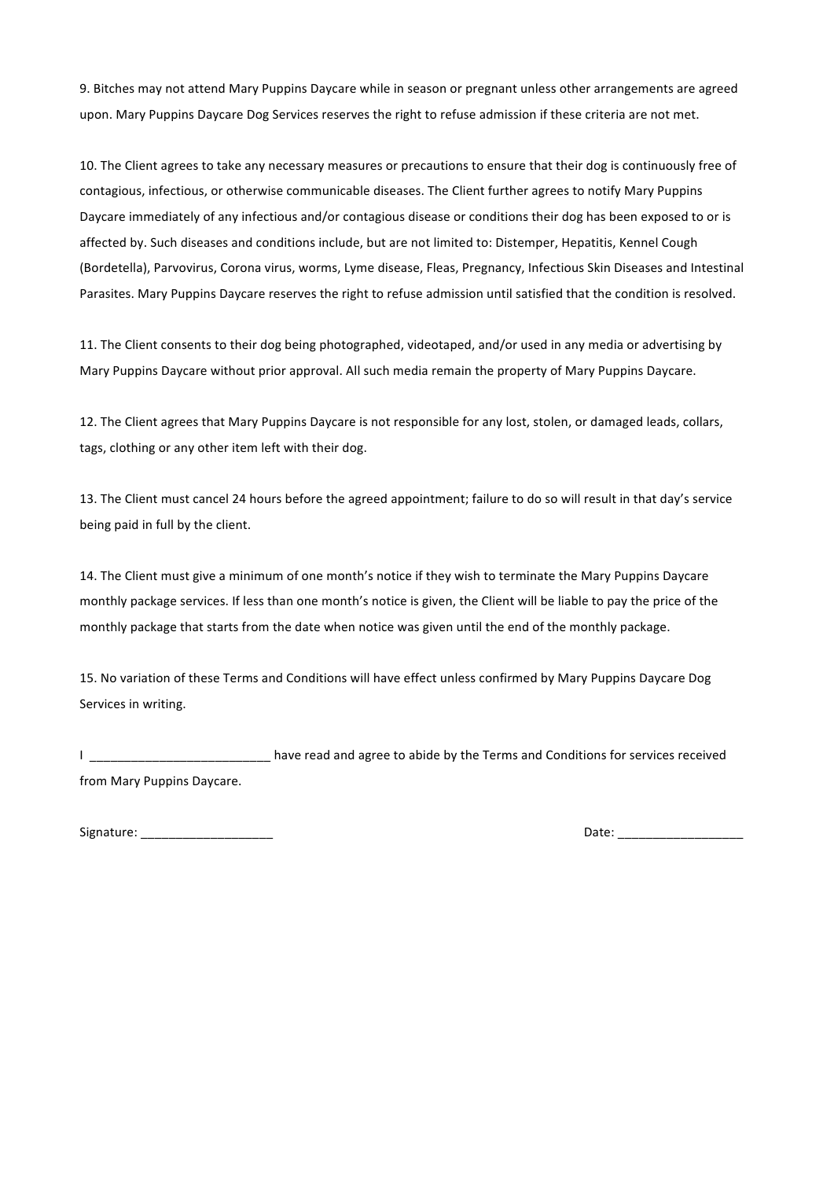9. Bitches may not attend Mary Puppins Daycare while in season or pregnant unless other arrangements are agreed upon. Mary Puppins Daycare Dog Services reserves the right to refuse admission if these criteria are not met.

10. The Client agrees to take any necessary measures or precautions to ensure that their dog is continuously free of contagious, infectious, or otherwise communicable diseases. The Client further agrees to notify Mary Puppins Daycare immediately of any infectious and/or contagious disease or conditions their dog has been exposed to or is affected by. Such diseases and conditions include, but are not limited to: Distemper, Hepatitis, Kennel Cough (Bordetella), Parvovirus, Corona virus, worms, Lyme disease, Fleas, Pregnancy, Infectious Skin Diseases and Intestinal Parasites. Mary Puppins Daycare reserves the right to refuse admission until satisfied that the condition is resolved.

11. The Client consents to their dog being photographed, videotaped, and/or used in any media or advertising by Mary Puppins Daycare without prior approval. All such media remain the property of Mary Puppins Daycare.

12. The Client agrees that Mary Puppins Daycare is not responsible for any lost, stolen, or damaged leads, collars, tags, clothing or any other item left with their dog.

13. The Client must cancel 24 hours before the agreed appointment; failure to do so will result in that day's service being paid in full by the client.

14. The Client must give a minimum of one month's notice if they wish to terminate the Mary Puppins Daycare monthly package services. If less than one month's notice is given, the Client will be liable to pay the price of the monthly package that starts from the date when notice was given until the end of the monthly package.

15. No variation of these Terms and Conditions will have effect unless confirmed by Mary Puppins Daycare Dog Services in writing.

I __________________________ have read and agree to abide by the Terms and Conditions for services received from Mary Puppins Daycare.

Signature: ___________________ Date: __________________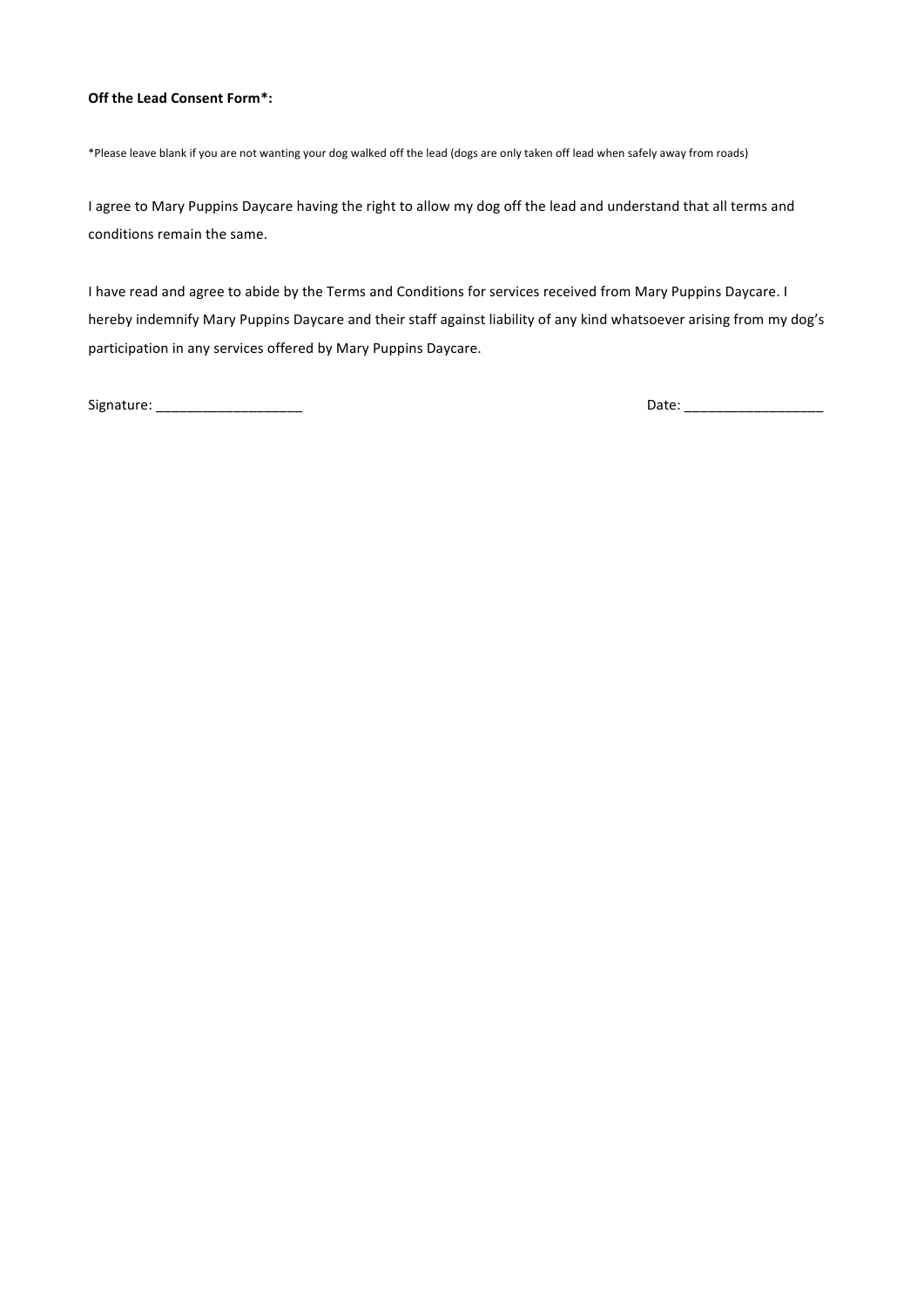**Off the Lead Consent Form*:**

*Please leave blank if you are not wanting your dog walked off the lead (dogs are only taken off lead when safely away from roads)

I agree to Mary Puppins Daycare having the right to allow my dog off the lead and understand that all terms and conditions remain the same.

I have read and agree to abide by the Terms and Conditions for services received from Mary Puppins Daycare. I hereby indemnify Mary Puppins Daycare and their staff against liability of any kind whatsoever arising from my dog's participation in any services offered by Mary Puppins Daycare.

Signature: ___________________ Date: __________________